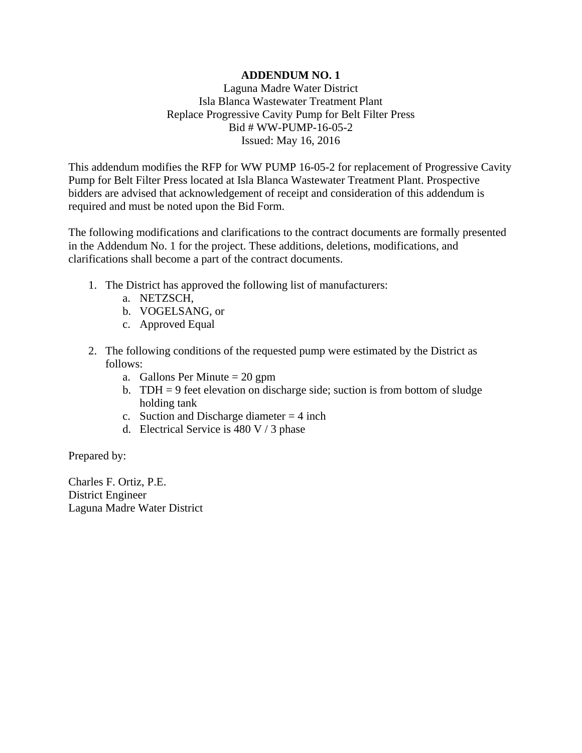**ADDENDUM NO. 1**

Laguna Madre Water District
Isla Blanca Wastewater Treatment Plant
Replace Progressive Cavity Pump for Belt Filter Press
Bid # WW-PUMP-16-05-2
Issued: May 16, 2016

This addendum modifies the RFP for WW PUMP 16-05-2 for replacement of Progressive Cavity Pump for Belt Filter Press located at Isla Blanca Wastewater Treatment Plant. Prospective bidders are advised that acknowledgement of receipt and consideration of this addendum is required and must be noted upon the Bid Form.

The following modifications and clarifications to the contract documents are formally presented in the Addendum No. 1 for the project. These additions, deletions, modifications, and clarifications shall become a part of the contract documents.

1. The District has approved the following list of manufacturers:
   a. NETZSCH,
   b. VOGELSANG, or
   c. Approved Equal

2. The following conditions of the requested pump were estimated by the District as follows:
   a. Gallons Per Minute = 20 gpm
   b. TDH = 9 feet elevation on discharge side; suction is from bottom of sludge holding tank
   c. Suction and Discharge diameter = 4 inch
   d. Electrical Service is 480 V / 3 phase

Prepared by:

Charles F. Ortiz, P.E.
District Engineer
Laguna Madre Water District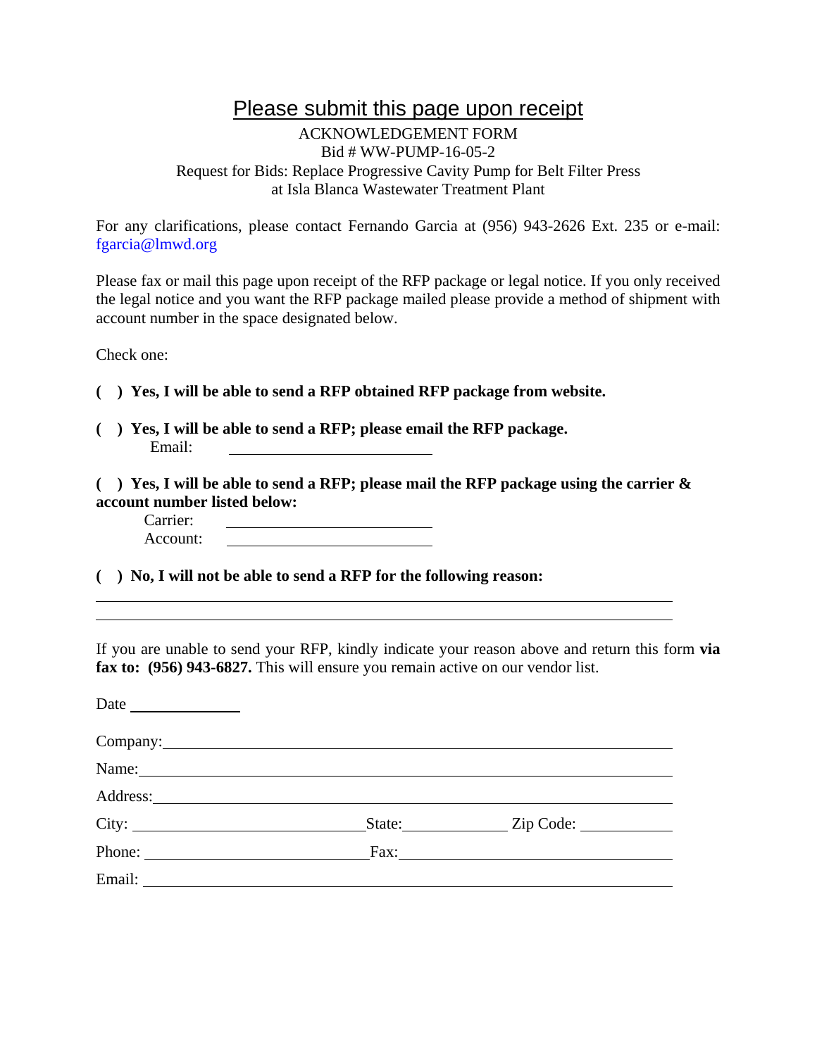# Please submit this page upon receipt

ACKNOWLEDGEMENT FORM
Bid # WW-PUMP-16-05-2
Request for Bids: Replace Progressive Cavity Pump for Belt Filter Press
at Isla Blanca Wastewater Treatment Plant

For any clarifications, please contact Fernando Garcia at (956) 943-2626 Ext. 235 or e-mail: fgarcia@lmwd.org

Please fax or mail this page upon receipt of the RFP package or legal notice. If you only received the legal notice and you want the RFP package mailed please provide a method of shipment with account number in the space designated below.

Check one:

**(   ) Yes, I will be able to send a RFP obtained RFP package from website.**

**(   ) Yes, I will be able to send a RFP; please email the RFP package.**

Email: ____________________

**(   ) Yes, I will be able to send a RFP; please mail the RFP package using the carrier & account number listed below:**

Carrier: ____________________

Account: ____________________

**(   ) No, I will not be able to send a RFP for the following reason:**

______________________________________________________________

______________________________________________________________

If you are unable to send your RFP, kindly indicate your reason above and return this form **via fax to: (956) 943-6827.** This will ensure you remain active on our vendor list.

Date ____________

Company: ______________________________________________________

Name: ______________________________________________________

Address: ______________________________________________________

City: ______________________ State: ____________ Zip Code: ____________

Phone: ______________________ Fax: ______________________________

Email: ______________________________________________________